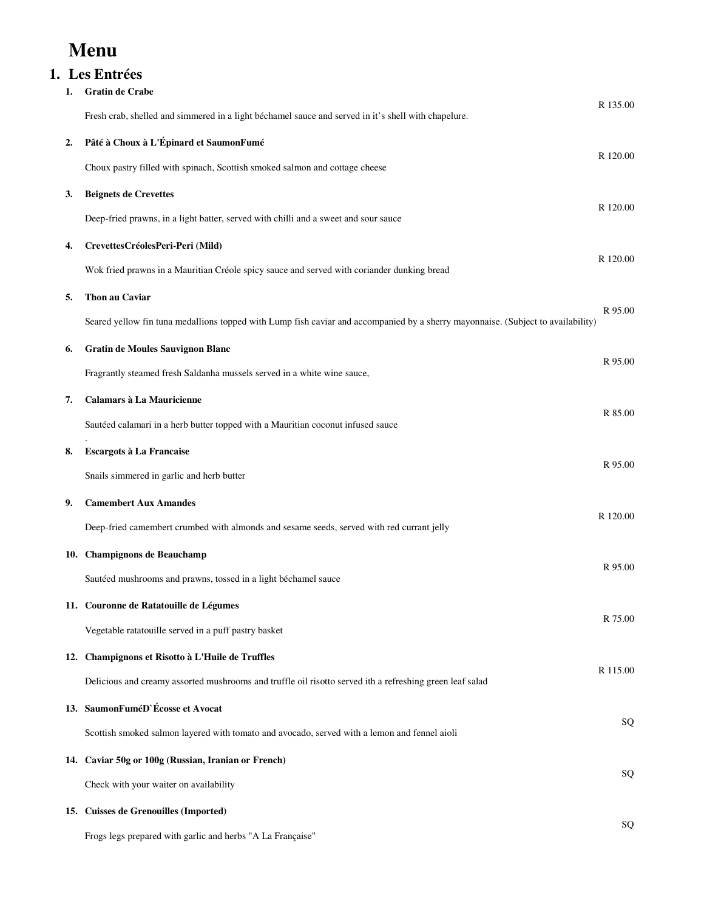# Menu

## 1. Les Entrées

1. **Gratin de Crabe**

   Fresh crab, shelled and simmered in a light béchamel sauce and served in it's shell with chapelure. — R 135.00

2. **Pâté à Choux à L'Épinard et SaumonFumé**

   Choux pastry filled with spinach, Scottish smoked salmon and cottage cheese — R 120.00

3. **Beignets de Crevettes**

   Deep-fried prawns, in a light batter, served with chilli and a sweet and sour sauce — R 120.00

4. **CrevettesCréolesPeri-Peri (Mild)**

   Wok fried prawns in a Mauritian Créole spicy sauce and served with coriander dunking bread — R 120.00

5. **Thon au Caviar**

   Seared yellow fin tuna medallions topped with Lump fish caviar and accompanied by a sherry mayonnaise. (Subject to availability) — R 95.00

6. **Gratin de Moules Sauvignon Blanc**

   Fragrantly steamed fresh Saldanha mussels served in a white wine sauce, — R 95.00

7. **Calamars à La Mauricienne**

   Sautéed calamari in a herb butter topped with a Mauritian coconut infused sauce — R 85.00

8. **Escargots à La Francaise**

   Snails simmered in garlic and herb butter — R 95.00

9. **Camembert Aux Amandes**

   Deep-fried camembert crumbed with almonds and sesame seeds, served with red currant jelly — R 120.00

10. **Champignons de Beauchamp**

    Sautéed mushrooms and prawns, tossed in a light béchamel sauce — R 95.00

11. **Couronne de Ratatouille de Légumes**

    Vegetable ratatouille served in a puff pastry basket — R 75.00

12. **Champignons et Risotto à L'Huile de Truffles**

    Delicious and creamy assorted mushrooms and truffle oil risotto served ith a refreshing green leaf salad — R 115.00

13. **SaumonFuméD`Écosse et Avocat**

    Scottish smoked salmon layered with tomato and avocado, served with a lemon and fennel aioli — SQ

14. **Caviar 50g or 100g (Russian, Iranian or French)**

    Check with your waiter on availability — SQ

15. **Cuisses de Grenouilles (Imported)**

    Frogs legs prepared with garlic and herbs "A La Française" — SQ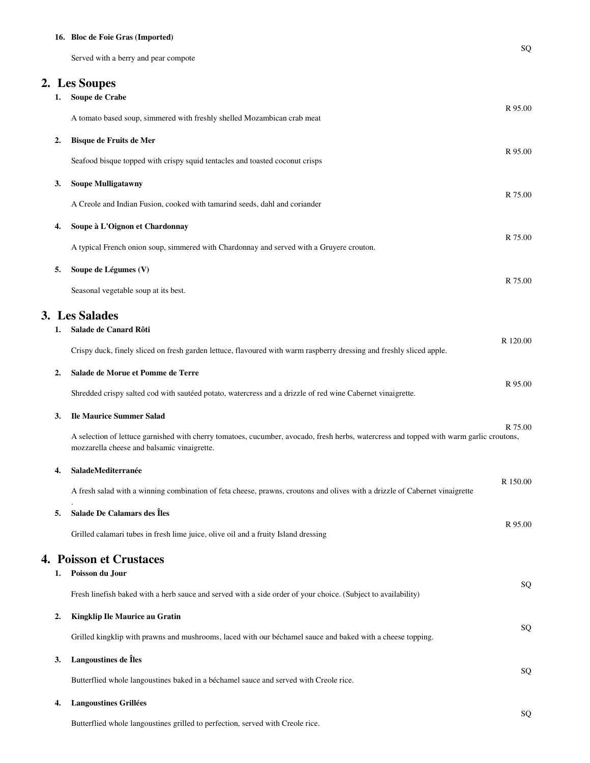16. **Bloc de Foie Gras (Imported)**

    Served with a berry and pear compote — SQ

## 2. Les Soupes

1. **Soupe de Crabe** — R 95.00

   A tomato based soup, simmered with freshly shelled Mozambican crab meat

2. **Bisque de Fruits de Mer** — R 95.00

   Seafood bisque topped with crispy squid tentacles and toasted coconut crisps

3. **Soupe Mulligatawny** — R 75.00

   A Creole and Indian Fusion, cooked with tamarind seeds, dahl and coriander

4. **Soupe à L'Oignon et Chardonnay** — R 75.00

   A typical French onion soup, simmered with Chardonnay and served with a Gruyere crouton.

5. **Soupe de Légumes (V)** — R 75.00

   Seasonal vegetable soup at its best.

## 3. Les Salades

1. **Salade de Canard Rôti** — R 120.00

   Crispy duck, finely sliced on fresh garden lettuce, flavoured with warm raspberry dressing and freshly sliced apple.

2. **Salade de Morue et Pomme de Terre** — R 95.00

   Shredded crispy salted cod with sautéed potato, watercress and a drizzle of red wine Cabernet vinaigrette.

3. **Ile Maurice Summer Salad** — R 75.00

   A selection of lettuce garnished with cherry tomatoes, cucumber, avocado, fresh herbs, watercress and topped with warm garlic croutons, mozzarella cheese and balsamic vinaigrette.

4. **SaladeMediterranée** — R 150.00

   A fresh salad with a winning combination of feta cheese, prawns, croutons and olives with a drizzle of Cabernet vinaigrette

   .

5. **Salade De Calamars des Îles** — R 95.00

   Grilled calamari tubes in fresh lime juice, olive oil and a fruity Island dressing

## 4. Poisson et Crustaces

1. **Poisson du Jour** — SQ

   Fresh linefish baked with a herb sauce and served with a side order of your choice. (Subject to availability)

2. **Kingklip Ile Maurice au Gratin** — SQ

   Grilled kingklip with prawns and mushrooms, laced with our béchamel sauce and baked with a cheese topping.

3. **Langoustines de Îles** — SQ

   Butterflied whole langoustines baked in a béchamel sauce and served with Creole rice.

4. **Langoustines Grillées** — SQ

   Butterflied whole langoustines grilled to perfection, served with Creole rice.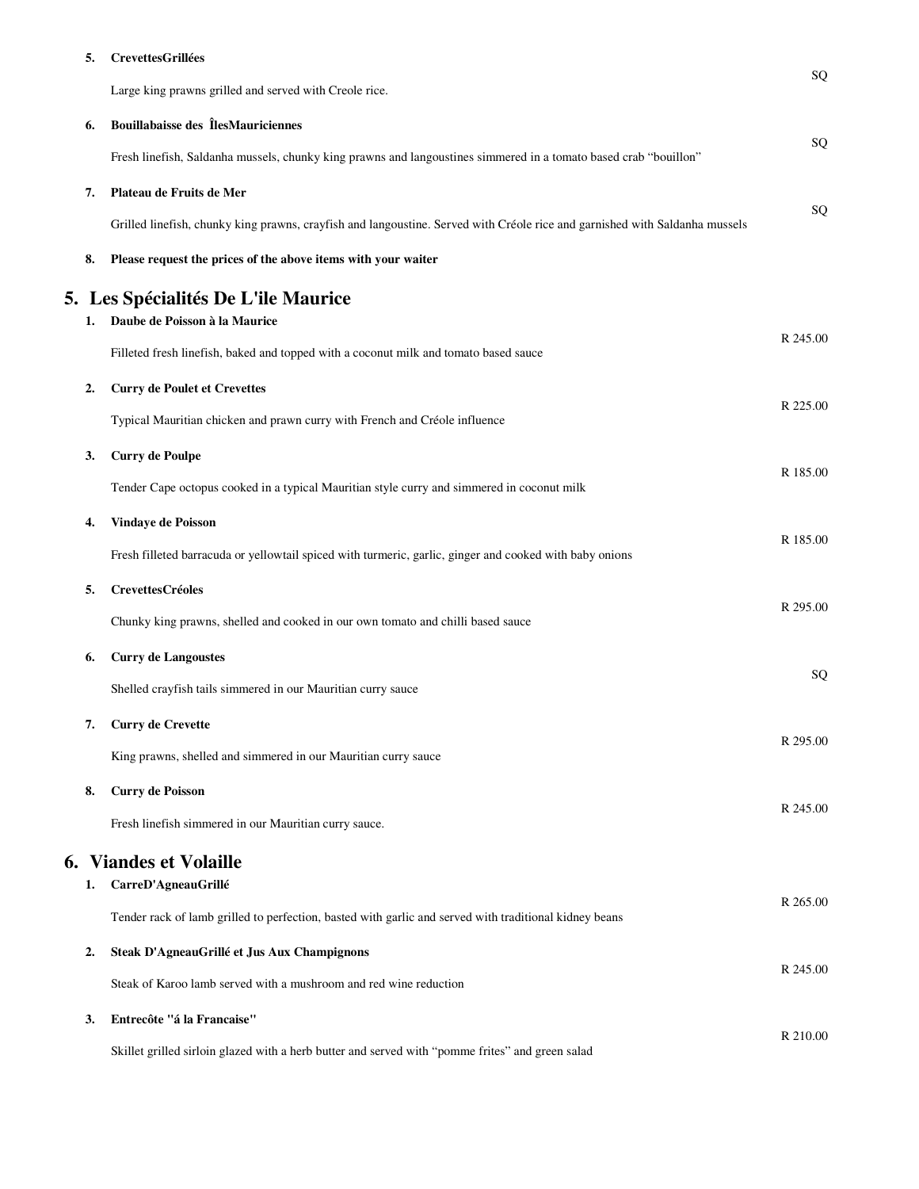5. **CrevettesGrillées**

   Large king prawns grilled and served with Creole rice. — SQ

6. **Bouillabaisse des ÎlesMauriciennes**

   Fresh linefish, Saldanha mussels, chunky king prawns and langoustines simmered in a tomato based crab "bouillon" — SQ

7. **Plateau de Fruits de Mer**

   Grilled linefish, chunky king prawns, crayfish and langoustine. Served with Créole rice and garnished with Saldanha mussels — SQ

8. **Please request the prices of the above items with your waiter**

## 5. Les Spécialités De L'ile Maurice

1. **Daube de Poisson à la Maurice**

   Filleted fresh linefish, baked and topped with a coconut milk and tomato based sauce — R 245.00

2. **Curry de Poulet et Crevettes**

   Typical Mauritian chicken and prawn curry with French and Créole influence — R 225.00

3. **Curry de Poulpe**

   Tender Cape octopus cooked in a typical Mauritian style curry and simmered in coconut milk — R 185.00

4. **Vindaye de Poisson**

   Fresh filleted barracuda or yellowtail spiced with turmeric, garlic, ginger and cooked with baby onions — R 185.00

5. **CrevettesCréoles**

   Chunky king prawns, shelled and cooked in our own tomato and chilli based sauce — R 295.00

6. **Curry de Langoustes**

   Shelled crayfish tails simmered in our Mauritian curry sauce — SQ

7. **Curry de Crevette**

   King prawns, shelled and simmered in our Mauritian curry sauce — R 295.00

8. **Curry de Poisson**

   Fresh linefish simmered in our Mauritian curry sauce. — R 245.00

## 6. Viandes et Volaille

1. **CarreD'AgneauGrillé**

   Tender rack of lamb grilled to perfection, basted with garlic and served with traditional kidney beans — R 265.00

2. **Steak D'AgneauGrillé et Jus Aux Champignons**

   Steak of Karoo lamb served with a mushroom and red wine reduction — R 245.00

3. **Entrecôte "á la Francaise"**

   Skillet grilled sirloin glazed with a herb butter and served with "pomme frites" and green salad — R 210.00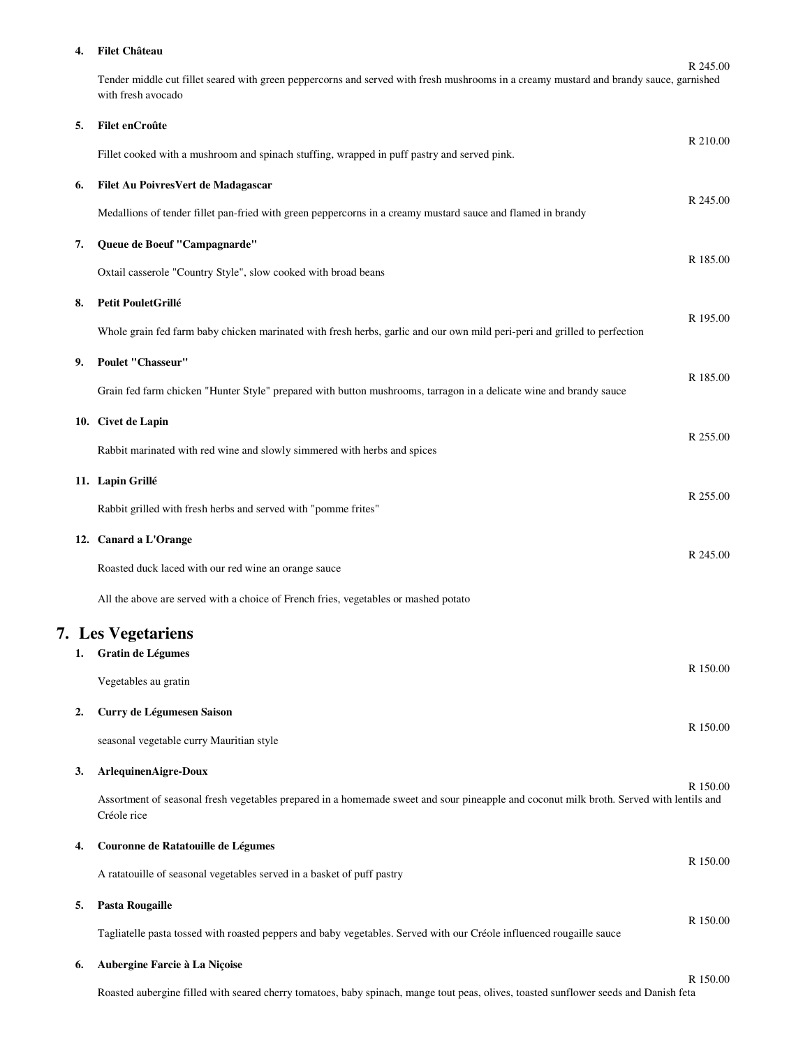4. **Filet Château**

   R 245.00

   Tender middle cut fillet seared with green peppercorns and served with fresh mushrooms in a creamy mustard and brandy sauce, garnished with fresh avocado

5. **Filet enCroûte**

   R 210.00

   Fillet cooked with a mushroom and spinach stuffing, wrapped in puff pastry and served pink.

6. **Filet Au PoivresVert de Madagascar**

   R 245.00

   Medallions of tender fillet pan-fried with green peppercorns in a creamy mustard sauce and flamed in brandy

7. **Queue de Boeuf "Campagnarde"**

   R 185.00

   Oxtail casserole "Country Style", slow cooked with broad beans

8. **Petit PouletGrillé**

   R 195.00

   Whole grain fed farm baby chicken marinated with fresh herbs, garlic and our own mild peri-peri and grilled to perfection

9. **Poulet "Chasseur"**

   R 185.00

   Grain fed farm chicken "Hunter Style" prepared with button mushrooms, tarragon in a delicate wine and brandy sauce

10. **Civet de Lapin**

    R 255.00

    Rabbit marinated with red wine and slowly simmered with herbs and spices

11. **Lapin Grillé**

    R 255.00

    Rabbit grilled with fresh herbs and served with "pomme frites"

12. **Canard a L'Orange**

    R 245.00

    Roasted duck laced with our red wine an orange sauce

All the above are served with a choice of French fries, vegetables or mashed potato

## 7. Les Vegetariens

1. **Gratin de Légumes**

   R 150.00

   Vegetables au gratin

2. **Curry de Légumesen Saison**

   R 150.00

   seasonal vegetable curry Mauritian style

3. **ArlequinenAigre-Doux**

   R 150.00

   Assortment of seasonal fresh vegetables prepared in a homemade sweet and sour pineapple and coconut milk broth. Served with lentils and Créole rice

4. **Couronne de Ratatouille de Légumes**

   R 150.00

   A ratatouille of seasonal vegetables served in a basket of puff pastry

5. **Pasta Rougaille**

   R 150.00

   Tagliatelle pasta tossed with roasted peppers and baby vegetables. Served with our Créole influenced rougaille sauce

6. **Aubergine Farcie à La Niçoise**

   R 150.00

   Roasted aubergine filled with seared cherry tomatoes, baby spinach, mange tout peas, olives, toasted sunflower seeds and Danish feta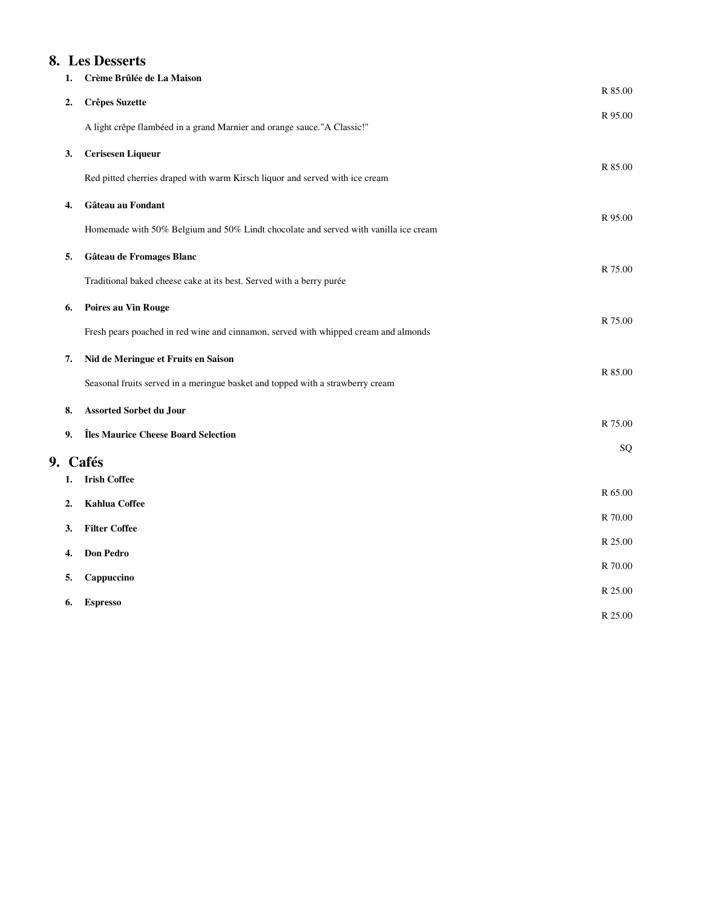## 8. Les Desserts

1. **Crème Brûlée de La Maison** — R 85.00

2. **Crêpes Suzette** — R 95.00

   A light crêpe flambéed in a grand Marnier and orange sauce."A Classic!"

3. **Cerisesen Liqueur** — R 85.00

   Red pitted cherries draped with warm Kirsch liquor and served with ice cream

4. **Gâteau au Fondant** — R 95.00

   Homemade with 50% Belgium and 50% Lindt chocolate and served with vanilla ice cream

5. **Gâteau de Fromages Blanc** — R 75.00

   Traditional baked cheese cake at its best. Served with a berry purée

6. **Poires au Vin Rouge** — R 75.00

   Fresh pears poached in red wine and cinnamon, served with whipped cream and almonds

7. **Nid de Meringue et Fruits en Saison** — R 85.00

   Seasonal fruits served in a meringue basket and topped with a strawberry cream

8. **Assorted Sorbet du Jour** — R 75.00

9. **Îles Maurice Cheese Board Selection** — SQ

## 9. Cafés

1. **Irish Coffee** — R 65.00

2. **Kahlua Coffee** — R 70.00

3. **Filter Coffee** — R 25.00

4. **Don Pedro** — R 70.00

5. **Cappuccino** — R 25.00

6. **Espresso** — R 25.00